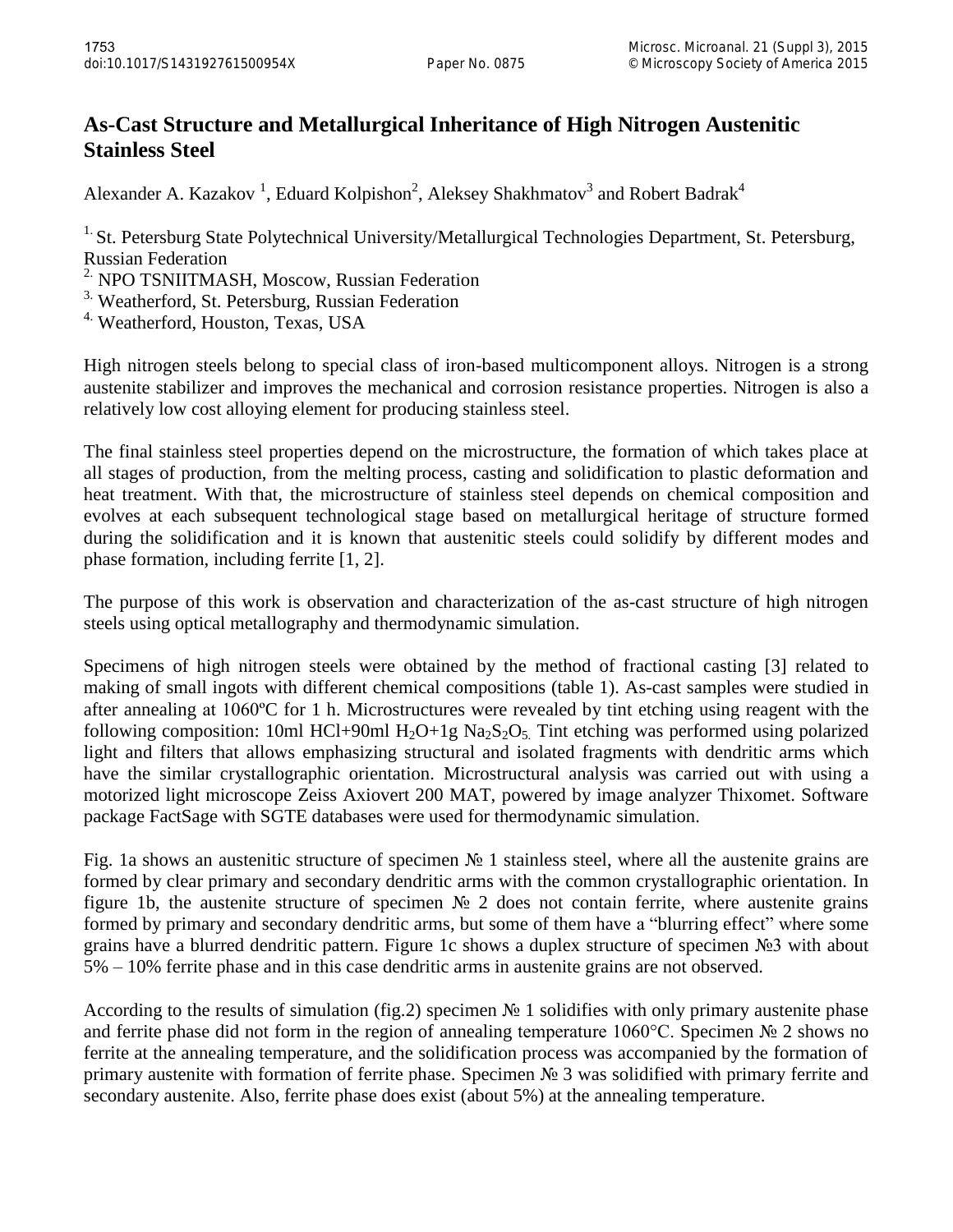# As-Cast Structure and Metallurgical Inheritance of High Nitrogen Austenitic Stainless Steel

Alexander A. Kazakov [1], Eduard Kolpishon[2], Aleksey Shakhmatov[3] and Robert Badrak[4]

[1.] St. Petersburg State Polytechnical University/Metallurgical Technologies Department, St. Petersburg, Russian Federation

[2.] NPO TSNIITMASH, Moscow, Russian Federation

[3.] Weatherford, St. Petersburg, Russian Federation

[4.] Weatherford, Houston, Texas, USA

High nitrogen steels belong to special class of iron-based multicomponent alloys. Nitrogen is a strong austenite stabilizer and improves the mechanical and corrosion resistance properties. Nitrogen is also a relatively low cost alloying element for producing stainless steel.

The final stainless steel properties depend on the microstructure, the formation of which takes place at all stages of production, from the melting process, casting and solidification to plastic deformation and heat treatment. With that, the microstructure of stainless steel depends on chemical composition and evolves at each subsequent technological stage based on metallurgical heritage of structure formed during the solidification and it is known that austenitic steels could solidify by different modes and phase formation, including ferrite [1, 2].

The purpose of this work is observation and characterization of the as-cast structure of high nitrogen steels using optical metallography and thermodynamic simulation.

Specimens of high nitrogen steels were obtained by the method of fractional casting [3] related to making of small ingots with different chemical compositions (table 1). As-cast samples were studied in after annealing at 1060ºC for 1 h. Microstructures were revealed by tint etching using reagent with the following composition: 10ml HCl+90ml $H_2O$+1g $Na_2S_2O_5$. Tint etching was performed using polarized light and filters that allows emphasizing structural and isolated fragments with dendritic arms which have the similar crystallographic orientation. Microstructural analysis was carried out with using a motorized light microscope Zeiss Axiovert 200 MAT, powered by image analyzer Thixomet. Software package FactSage with SGTE databases were used for thermodynamic simulation.

Fig. 1a shows an austenitic structure of specimen № 1 stainless steel, where all the austenite grains are formed by clear primary and secondary dendritic arms with the common crystallographic orientation. In figure 1b, the austenite structure of specimen № 2 does not contain ferrite, where austenite grains formed by primary and secondary dendritic arms, but some of them have a "blurring effect" where some grains have a blurred dendritic pattern. Figure 1c shows a duplex structure of specimen №3 with about 5% – 10% ferrite phase and in this case dendritic arms in austenite grains are not observed.

According to the results of simulation (fig.2) specimen № 1 solidifies with only primary austenite phase and ferrite phase did not form in the region of annealing temperature 1060°C. Specimen № 2 shows no ferrite at the annealing temperature, and the solidification process was accompanied by the formation of primary austenite with formation of ferrite phase. Specimen № 3 was solidified with primary ferrite and secondary austenite. Also, ferrite phase does exist (about 5%) at the annealing temperature.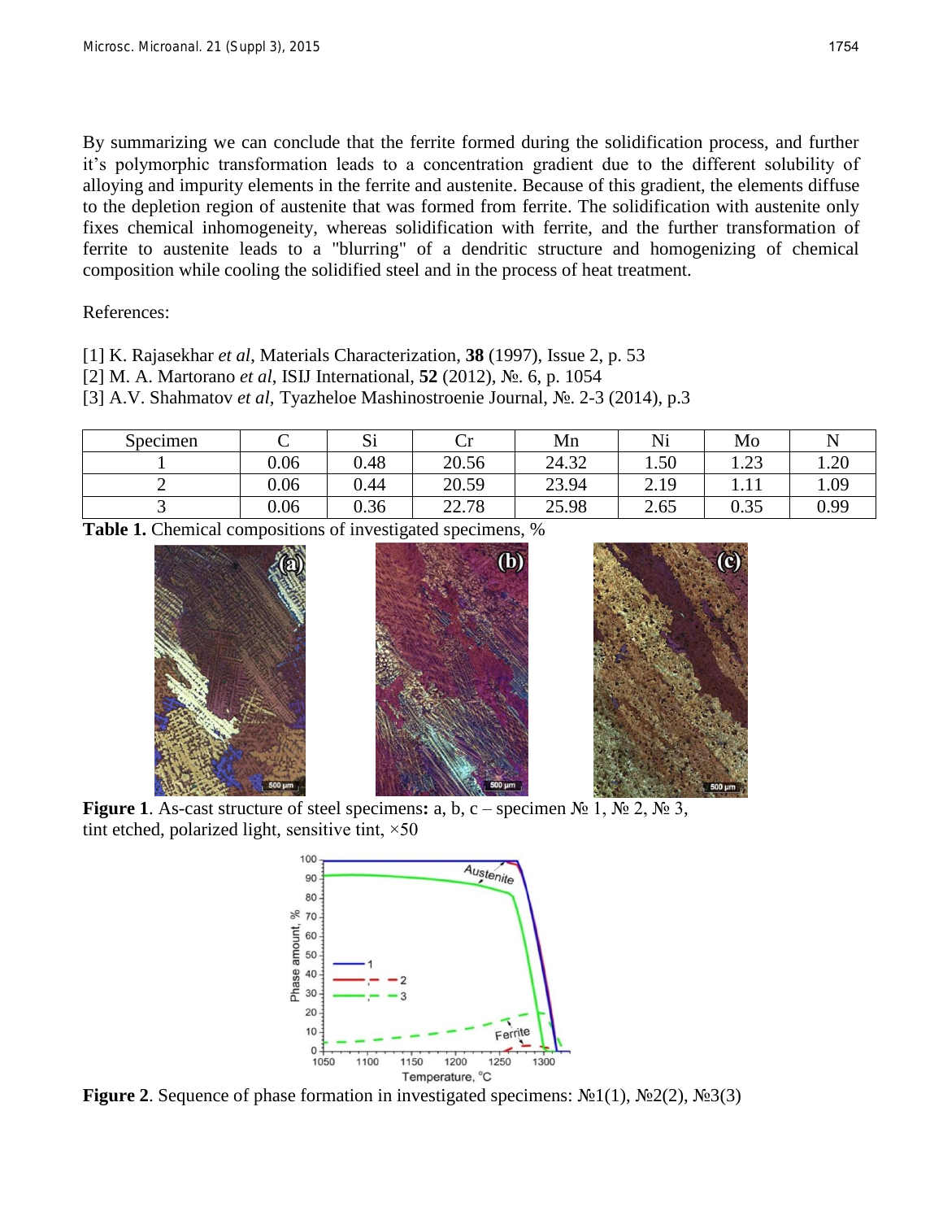By summarizing we can conclude that the ferrite formed during the solidification process, and further it's polymorphic transformation leads to a concentration gradient due to the different solubility of alloying and impurity elements in the ferrite and austenite. Because of this gradient, the elements diffuse to the depletion region of austenite that was formed from ferrite. The solidification with austenite only fixes chemical inhomogeneity, whereas solidification with ferrite, and the further transformation of ferrite to austenite leads to a "blurring" of a dendritic structure and homogenizing of chemical composition while cooling the solidified steel and in the process of heat treatment.

References:

[1] K. Rajasekhar *et al*, Materials Characterization, **38** (1997), Issue 2, p. 53
[2] M. A. Martorano *et al*, ISIJ International, **52** (2012), №. 6, p. 1054
[3] A.V. Shahmatov *et al*, Tyazheloe Mashinostroenie Journal, №. 2-3 (2014), p.3

| Specimen | C | Si | Cr | Mn | Ni | Mo | N |
|---|---|---|---|---|---|---|---|
| 1 | 0.06 | 0.48 | 20.56 | 24.32 | 1.50 | 1.23 | 1.20 |
| 2 | 0.06 | 0.44 | 20.59 | 23.94 | 2.19 | 1.11 | 1.09 |
| 3 | 0.06 | 0.36 | 22.78 | 25.98 | 2.65 | 0.35 | 0.99 |

**Table 1.** Chemical compositions of investigated specimens, %

(a) 500 µm
(b) 500 µm
(c) 500 µm

**Figure 1**. As-cast structure of steel specimens**:** a, b, c – specimen № 1, № 2, № 3, tint etched, polarized light, sensitive tint, ×50

Austenite
Ferrite
Phase amount, %
100
90
80
70
60
50
40
30
20
10
0
1050 1100 1150 1200 1250 1300
Temperature, °C
1
2
3

**Figure 2**. Sequence of phase formation in investigated specimens: №1(1), №2(2), №3(3)